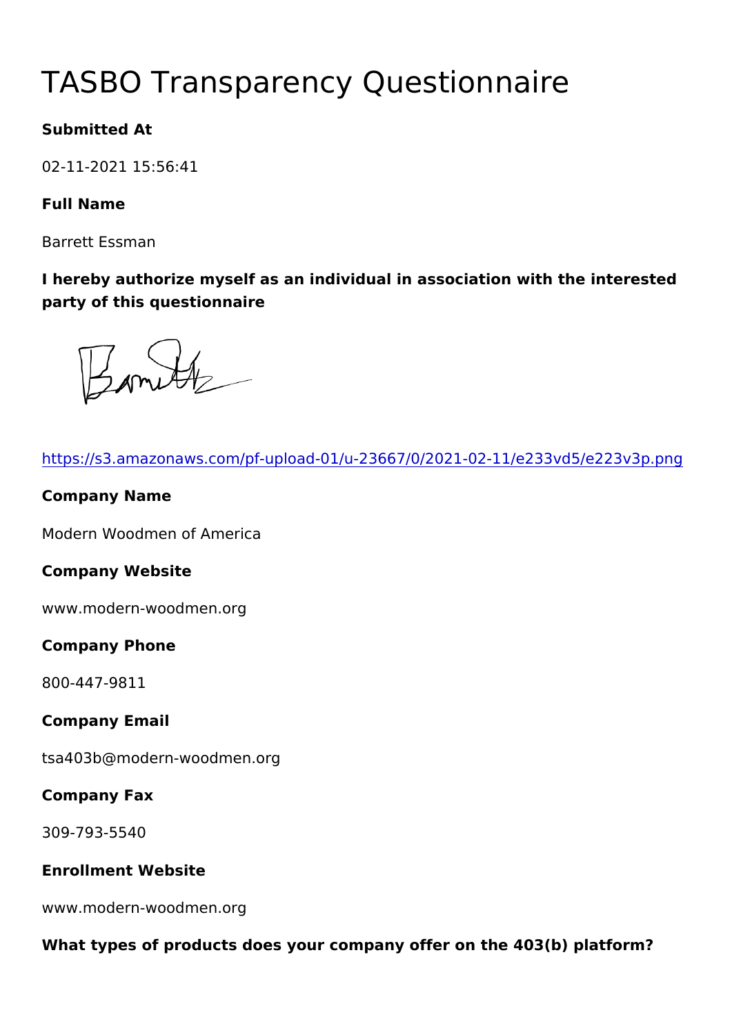# TASBO Transparency Questionnaire

**Submitted At**

02-11-2021 15:56:41

**Full Name**

Barrett Essman

**I hereby authorize myself as an individual in association with the interested party of this questionnaire**

https://s3.amazonaws.com/pf-upload-01/u-23667/0/2021-02-11/e233vd5/e223v3p.png

**Company Name**

Modern Woodmen of America

**Company Website**

www.modern-woodmen.org

**Company Phone**

800-447-9811

**Company Email**

tsa403b@modern-woodmen.org

**Company Fax**

309-793-5540

**Enrollment Website**

www.modern-woodmen.org

**What types of products does your company offer on the 403(b) platform?**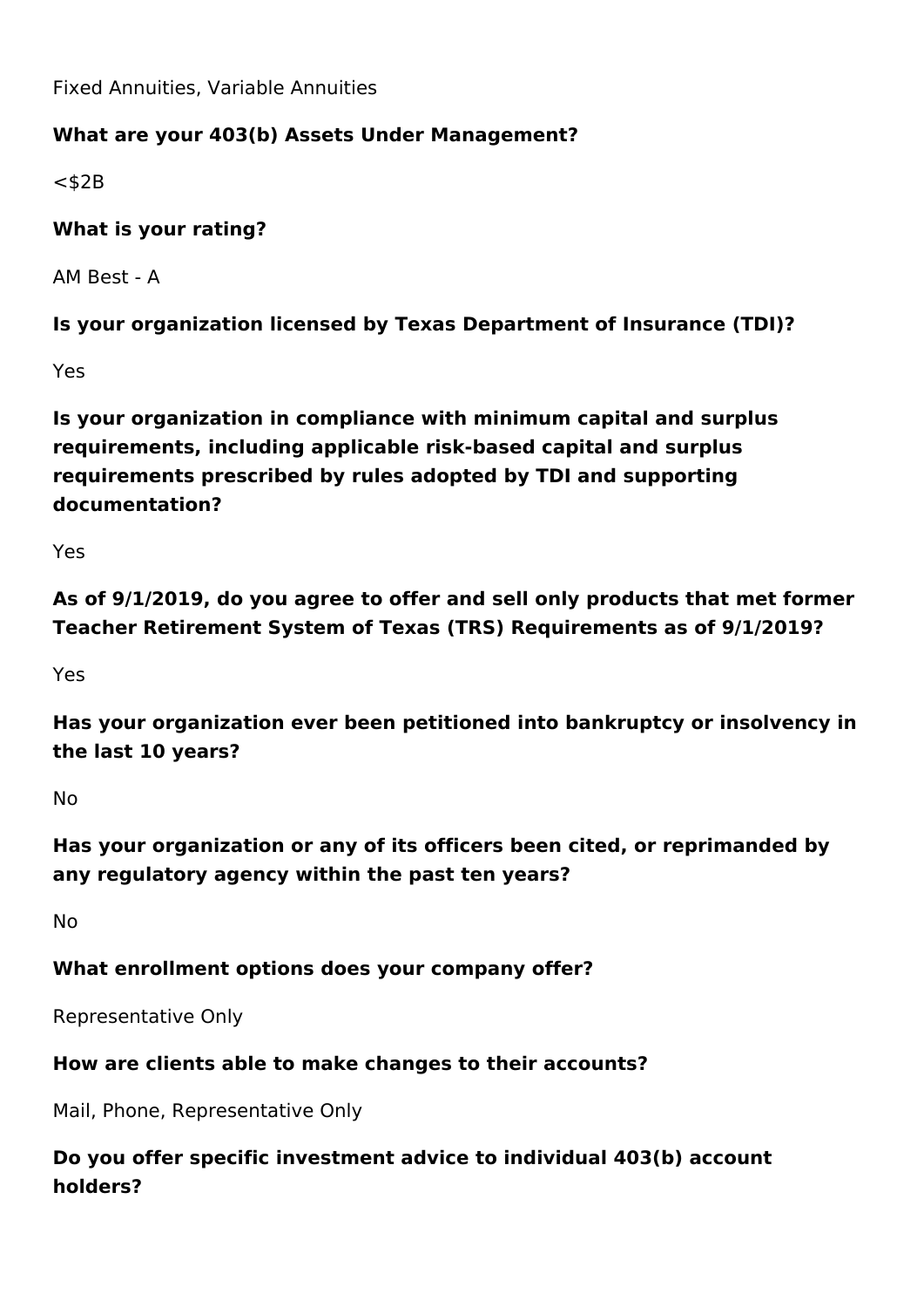Fixed Annuities, Variable Annuities

**What are your 403(b) Assets Under Management?**

<$2B

**What is your rating?**

AM Best - A

**Is your organization licensed by Texas Department of Insurance (TDI)?**

Yes

**Is your organization in compliance with minimum capital and surplus requirements, including applicable risk-based capital and surplus requirements prescribed by rules adopted by TDI and supporting documentation?**

Yes

**As of 9/1/2019, do you agree to offer and sell only products that met former Teacher Retirement System of Texas (TRS) Requirements as of 9/1/2019?**

Yes

**Has your organization ever been petitioned into bankruptcy or insolvency in the last 10 years?**

No

**Has your organization or any of its officers been cited, or reprimanded by any regulatory agency within the past ten years?**

No

**What enrollment options does your company offer?**

Representative Only

**How are clients able to make changes to their accounts?**

Mail, Phone, Representative Only

**Do you offer specific investment advice to individual 403(b) account holders?**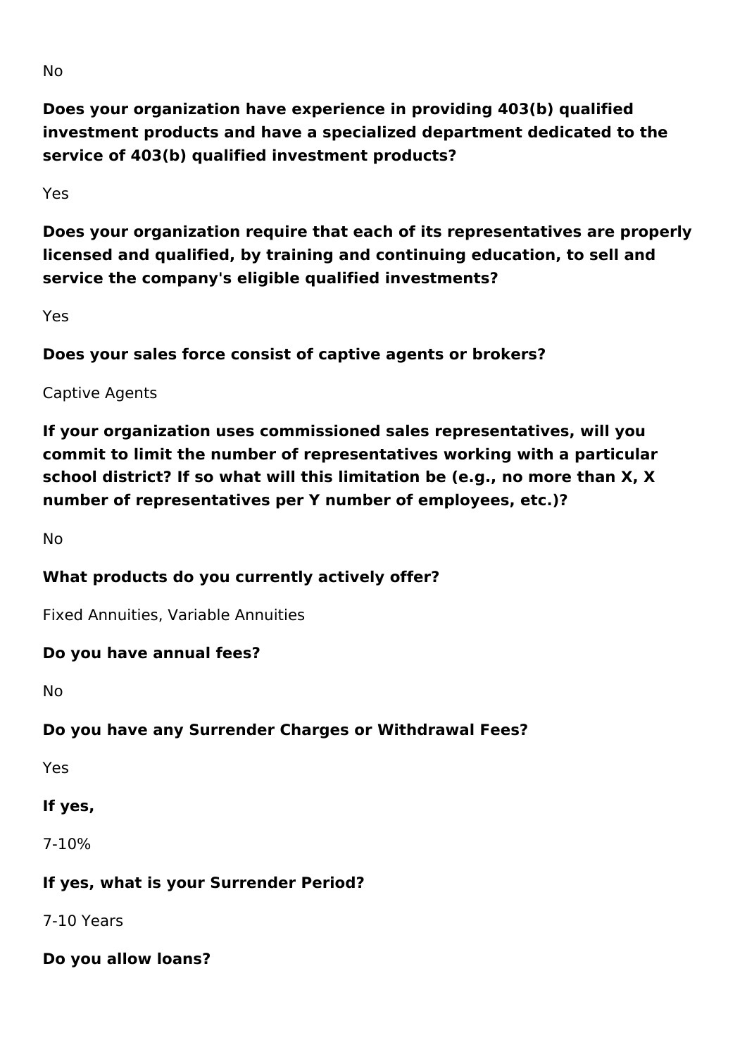No

**Does your organization have experience in providing 403(b) qualified investment products and have a specialized department dedicated to the service of 403(b) qualified investment products?**

Yes

**Does your organization require that each of its representatives are properly licensed and qualified, by training and continuing education, to sell and service the company's eligible qualified investments?**

Yes

**Does your sales force consist of captive agents or brokers?**

Captive Agents

**If your organization uses commissioned sales representatives, will you commit to limit the number of representatives working with a particular school district? If so what will this limitation be (e.g., no more than X, X number of representatives per Y number of employees, etc.)?**

No

**What products do you currently actively offer?**

Fixed Annuities, Variable Annuities

**Do you have annual fees?**

No

**Do you have any Surrender Charges or Withdrawal Fees?**

Yes

**If yes,**

7-10%

**If yes, what is your Surrender Period?**

7-10 Years

**Do you allow loans?**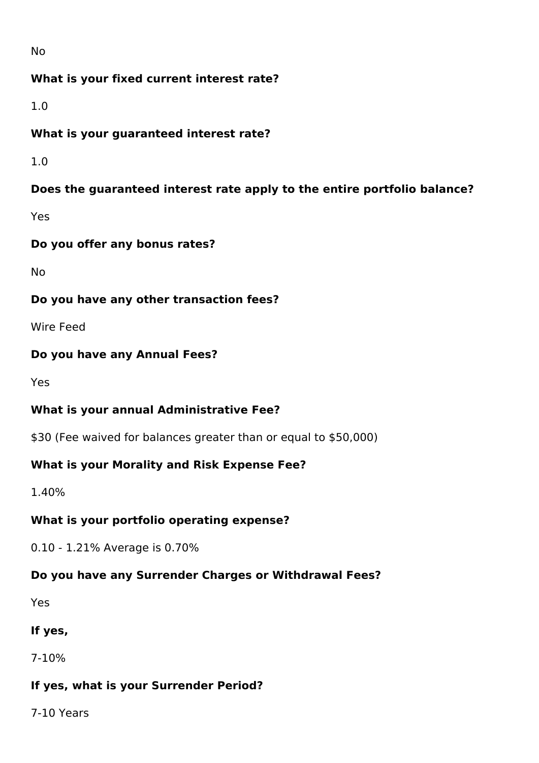No

**What is your fixed current interest rate?**

1.0

**What is your guaranteed interest rate?**

1.0

**Does the guaranteed interest rate apply to the entire portfolio balance?**

Yes

**Do you offer any bonus rates?**

No

**Do you have any other transaction fees?**

Wire Feed

**Do you have any Annual Fees?**

Yes

**What is your annual Administrative Fee?**

$30 (Fee waived for balances greater than or equal to $50,000)

**What is your Morality and Risk Expense Fee?**

1.40%

**What is your portfolio operating expense?**

0.10 - 1.21% Average is 0.70%

**Do you have any Surrender Charges or Withdrawal Fees?**

Yes

**If yes,**

7-10%

**If yes, what is your Surrender Period?**

7-10 Years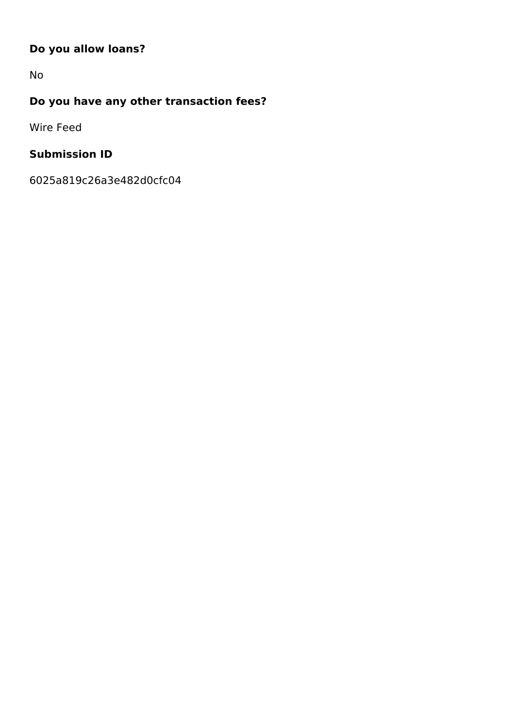**Do you allow loans?**

No

**Do you have any other transaction fees?**

Wire Feed

**Submission ID**

6025a819c26a3e482d0cfc04